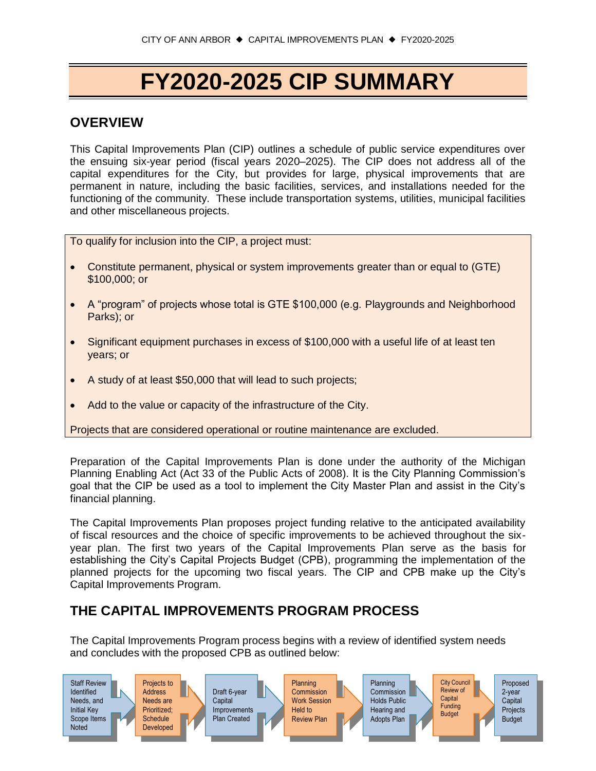# FY2020-2025 CIP SUMMARY

## OVERVIEW

This Capital Improvements Plan (CIP) outlines a schedule of public service expenditures over the ensuing six-year period (fiscal years 2020–2025). The CIP does not address all of the capital expenditures for the City, but provides for large, physical improvements that are permanent in nature, including the basic facilities, services, and installations needed for the functioning of the community. These include transportation systems, utilities, municipal facilities and other miscellaneous projects.

To qualify for inclusion into the CIP, a project must:

- Constitute permanent, physical or system improvements greater than or equal to (GTE) $100,000; or
- A "program" of projects whose total is GTE $100,000 (e.g. Playgrounds and Neighborhood Parks); or
- Significant equipment purchases in excess of $100,000 with a useful life of at least ten years; or
- A study of at least $50,000 that will lead to such projects;
- Add to the value or capacity of the infrastructure of the City.

Projects that are considered operational or routine maintenance are excluded.

Preparation of the Capital Improvements Plan is done under the authority of the Michigan Planning Enabling Act (Act 33 of the Public Acts of 2008). It is the City Planning Commission's goal that the CIP be used as a tool to implement the City Master Plan and assist in the City's financial planning.

The Capital Improvements Plan proposes project funding relative to the anticipated availability of fiscal resources and the choice of specific improvements to be achieved throughout the six-year plan. The first two years of the Capital Improvements Plan serve as the basis for establishing the City's Capital Projects Budget (CPB), programming the implementation of the planned projects for the upcoming two fiscal years. The CIP and CPB make up the City's Capital Improvements Program.

## THE CAPITAL IMPROVEMENTS PROGRAM PROCESS

The Capital Improvements Program process begins with a review of identified system needs and concludes with the proposed CPB as outlined below:

Staff Review Identified Needs, and Initial Key Scope Items Noted → Projects to Address Needs are Prioritized; Schedule Developed → Draft 6-year Capital Improvements Plan Created → Planning Commission Work Session Held to Review Plan → Planning Commission Holds Public Hearing and Adopts Plan → City Council Review of Capital Funding Budget → Proposed 2-year Capital Projects Budget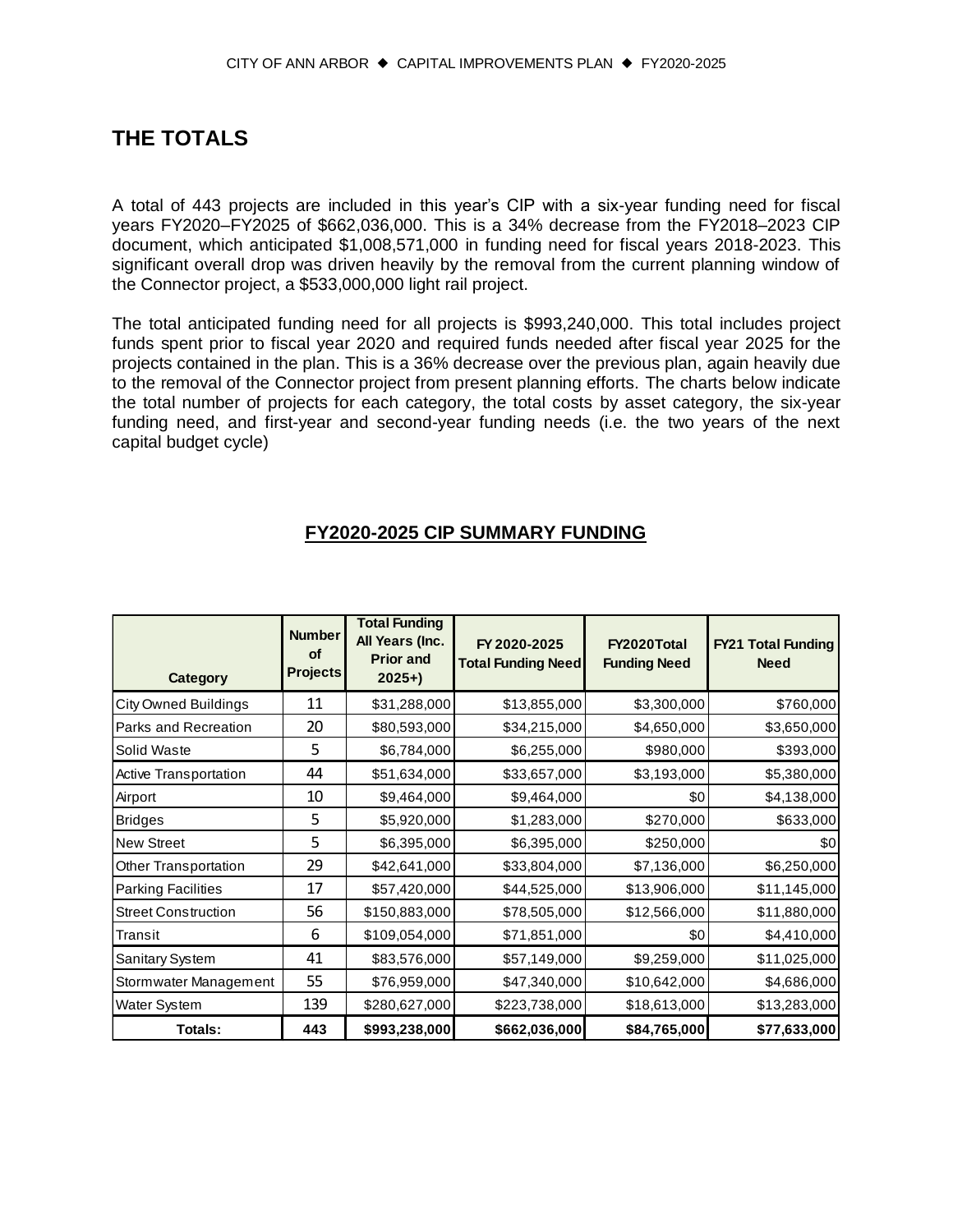## THE TOTALS

A total of 443 projects are included in this year's CIP with a six-year funding need for fiscal years FY2020–FY2025 of $662,036,000. This is a 34% decrease from the FY2018–2023 CIP document, which anticipated $1,008,571,000 in funding need for fiscal years 2018-2023. This significant overall drop was driven heavily by the removal from the current planning window of the Connector project, a $533,000,000 light rail project.

The total anticipated funding need for all projects is $993,240,000. This total includes project funds spent prior to fiscal year 2020 and required funds needed after fiscal year 2025 for the projects contained in the plan. This is a 36% decrease over the previous plan, again heavily due to the removal of the Connector project from present planning efforts. The charts below indicate the total number of projects for each category, the total costs by asset category, the six-year funding need, and first-year and second-year funding needs (i.e. the two years of the next capital budget cycle)

### FY2020-2025 CIP SUMMARY FUNDING

| Category | Number of Projects | Total Funding All Years (Inc. Prior and 2025+) | FY 2020-2025 Total Funding Need | FY2020Total Funding Need | FY21 Total Funding Need |
|---|---|---|---|---|---|
| City Owned Buildings | 11 | $31,288,000 | $13,855,000 | $3,300,000 | $760,000 |
| Parks and Recreation | 20 | $80,593,000 | $34,215,000 | $4,650,000 | $3,650,000 |
| Solid Waste | 5 | $6,784,000 | $6,255,000 | $980,000 | $393,000 |
| Active Transportation | 44 | $51,634,000 | $33,657,000 | $3,193,000 | $5,380,000 |
| Airport | 10 | $9,464,000 | $9,464,000 | $0 | $4,138,000 |
| Bridges | 5 | $5,920,000 | $1,283,000 | $270,000 | $633,000 |
| New Street | 5 | $6,395,000 | $6,395,000 | $250,000 | $0 |
| Other Transportation | 29 | $42,641,000 | $33,804,000 | $7,136,000 | $6,250,000 |
| Parking Facilities | 17 | $57,420,000 | $44,525,000 | $13,906,000 | $11,145,000 |
| Street Construction | 56 | $150,883,000 | $78,505,000 | $12,566,000 | $11,880,000 |
| Transit | 6 | $109,054,000 | $71,851,000 | $0 | $4,410,000 |
| Sanitary System | 41 | $83,576,000 | $57,149,000 | $9,259,000 | $11,025,000 |
| Stormwater Management | 55 | $76,959,000 | $47,340,000 | $10,642,000 | $4,686,000 |
| Water System | 139 | $280,627,000 | $223,738,000 | $18,613,000 | $13,283,000 |
| **Totals:** | **443** | **$993,238,000** | **$662,036,000** | **$84,765,000** | **$77,633,000** |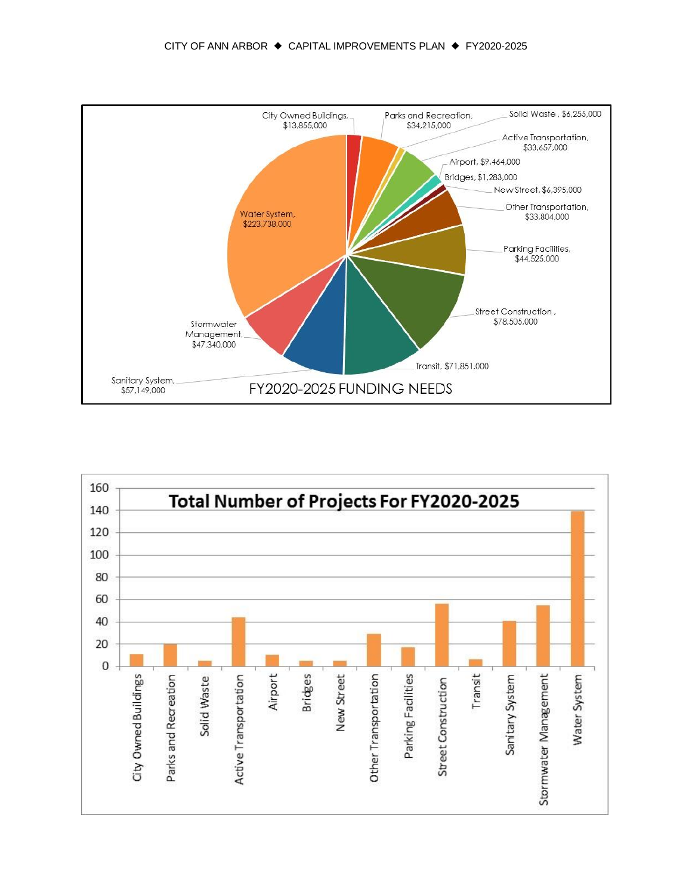**FY2020-2025 FUNDING NEEDS**

| Category | Funding Need |
|---|---|
| City Owned Buildings | $13,855,000 |
| Parks and Recreation | $34,215,000 |
| Solid Waste | $6,255,000 |
| Active Transportation | $33,657,000 |
| Airport | $9,464,000 |
| Bridges | $1,283,000 |
| New Street | $6,395,000 |
| Other Transportation | $33,804,000 |
| Parking Facilities | $44,525,000 |
| Street Construction | $78,505,000 |
| Transit | $71,851,000 |
| Sanitary System | $57,149,000 |
| Stormwater Management | $47,340,000 |
| Water System | $223,738,000 |

**Total Number of Projects For FY2020-2025**

| Category | Approx. Number of Projects |
|---|---|
| City Owned Buildings | 11 |
| Parks and Recreation | 20 |
| Solid Waste | 5 |
| Active Transportation | 44 |
| Airport | 10 |
| Bridges | 5 |
| New Street | 5 |
| Other Transportation | 29 |
| Parking Facilities | 17 |
| Street Construction | 56 |
| Transit | 6 |
| Sanitary System | 41 |
| Stormwater Management | 55 |
| Water System | 139 |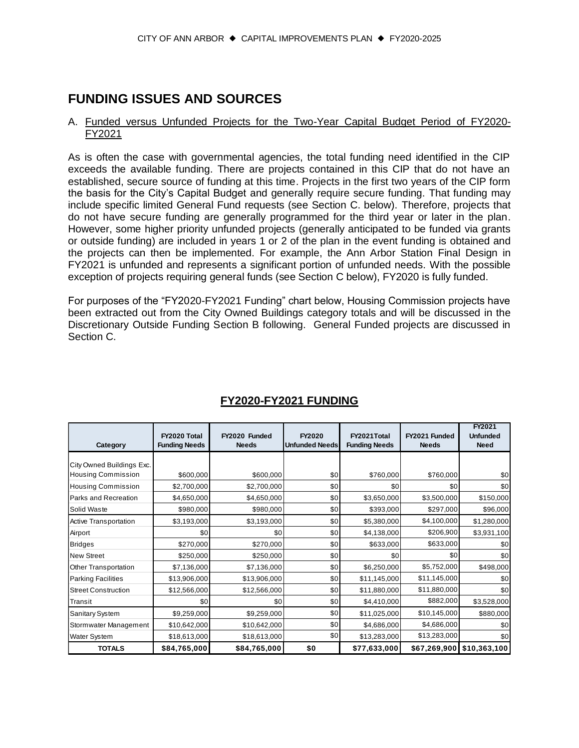# FUNDING ISSUES AND SOURCES

A. Funded versus Unfunded Projects for the Two-Year Capital Budget Period of FY2020-FY2021

As is often the case with governmental agencies, the total funding need identified in the CIP exceeds the available funding. There are projects contained in this CIP that do not have an established, secure source of funding at this time. Projects in the first two years of the CIP form the basis for the City's Capital Budget and generally require secure funding. That funding may include specific limited General Fund requests (see Section C. below). Therefore, projects that do not have secure funding are generally programmed for the third year or later in the plan. However, some higher priority unfunded projects (generally anticipated to be funded via grants or outside funding) are included in years 1 or 2 of the plan in the event funding is obtained and the projects can then be implemented. For example, the Ann Arbor Station Final Design in FY2021 is unfunded and represents a significant portion of unfunded needs. With the possible exception of projects requiring general funds (see Section C below), FY2020 is fully funded.

For purposes of the "FY2020-FY2021 Funding" chart below, Housing Commission projects have been extracted out from the City Owned Buildings category totals and will be discussed in the Discretionary Outside Funding Section B following. General Funded projects are discussed in Section C.

## FY2020-FY2021 FUNDING

| Category | FY2020 Total Funding Needs | FY2020 Funded Needs | FY2020 Unfunded Needs | FY2021Total Funding Needs | FY2021 Funded Needs | FY2021 Unfunded Need |
|---|---|---|---|---|---|---|
| City Owned Buildings Exc. Housing Commission | $600,000 | $600,000 | $0 | $760,000 | $760,000 | $0 |
| Housing Commission | $2,700,000 | $2,700,000 | $0 | $0 | $0 | $0 |
| Parks and Recreation | $4,650,000 | $4,650,000 | $0 | $3,650,000 | $3,500,000 | $150,000 |
| Solid Waste | $980,000 | $980,000 | $0 | $393,000 | $297,000 | $96,000 |
| Active Transportation | $3,193,000 | $3,193,000 | $0 | $5,380,000 | $4,100,000 | $1,280,000 |
| Airport | $0 | $0 | $0 | $4,138,000 | $206,900 | $3,931,100 |
| Bridges | $270,000 | $270,000 | $0 | $633,000 | $633,000 | $0 |
| New Street | $250,000 | $250,000 | $0 | $0 | $0 | $0 |
| Other Transportation | $7,136,000 | $7,136,000 | $0 | $6,250,000 | $5,752,000 | $498,000 |
| Parking Facilities | $13,906,000 | $13,906,000 | $0 | $11,145,000 | $11,145,000 | $0 |
| Street Construction | $12,566,000 | $12,566,000 | $0 | $11,880,000 | $11,880,000 | $0 |
| Transit | $0 | $0 | $0 | $4,410,000 | $882,000 | $3,528,000 |
| Sanitary System | $9,259,000 | $9,259,000 | $0 | $11,025,000 | $10,145,000 | $880,000 |
| Stormwater Management | $10,642,000 | $10,642,000 | $0 | $4,686,000 | $4,686,000 | $0 |
| Water System | $18,613,000 | $18,613,000 | $0 | $13,283,000 | $13,283,000 | $0 |
| **TOTALS** | **$84,765,000** | **$84,765,000** | **$0** | **$77,633,000** | **$67,269,900** | **$10,363,100** |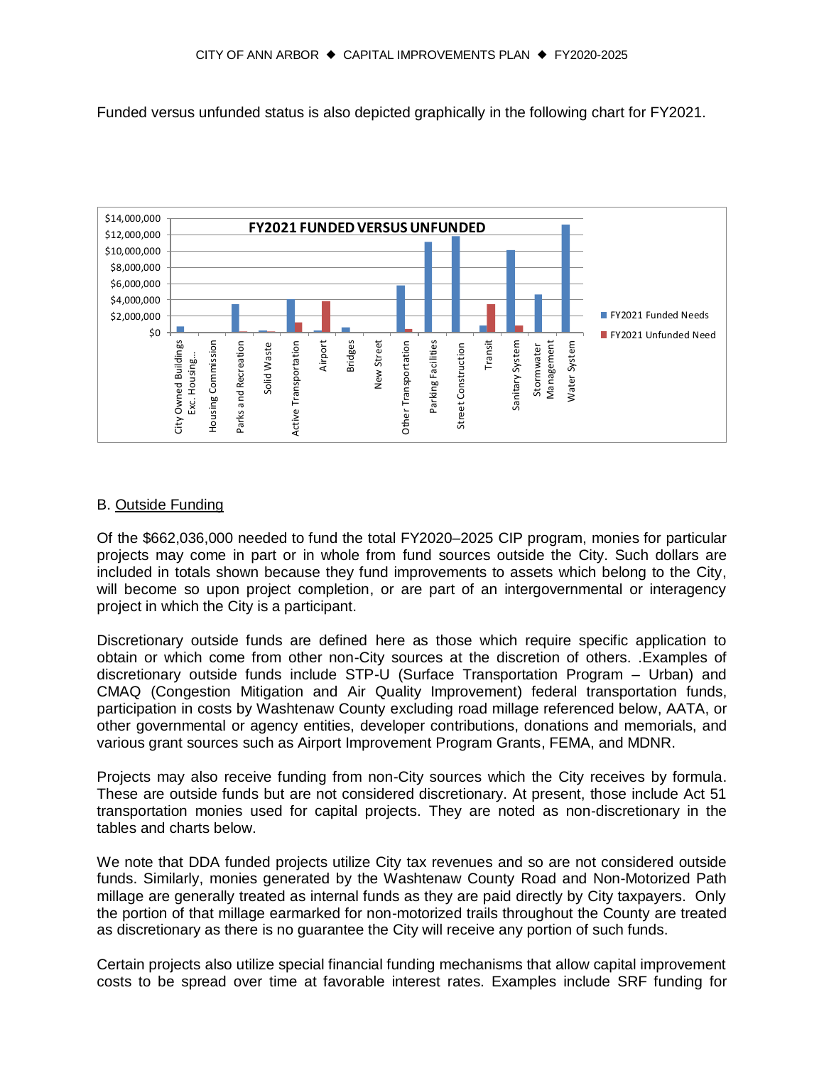Funded versus unfunded status is also depicted graphically in the following chart for FY2021.

**FY2021 FUNDED VERSUS UNFUNDED**

B. Outside Funding

Of the $662,036,000 needed to fund the total FY2020–2025 CIP program, monies for particular projects may come in part or in whole from fund sources outside the City. Such dollars are included in totals shown because they fund improvements to assets which belong to the City, will become so upon project completion, or are part of an intergovernmental or interagency project in which the City is a participant.

Discretionary outside funds are defined here as those which require specific application to obtain or which come from other non-City sources at the discretion of others. .Examples of discretionary outside funds include STP-U (Surface Transportation Program – Urban) and CMAQ (Congestion Mitigation and Air Quality Improvement) federal transportation funds, participation in costs by Washtenaw County excluding road millage referenced below, AATA, or other governmental or agency entities, developer contributions, donations and memorials, and various grant sources such as Airport Improvement Program Grants, FEMA, and MDNR.

Projects may also receive funding from non-City sources which the City receives by formula. These are outside funds but are not considered discretionary. At present, those include Act 51 transportation monies used for capital projects. They are noted as non-discretionary in the tables and charts below.

We note that DDA funded projects utilize City tax revenues and so are not considered outside funds. Similarly, monies generated by the Washtenaw County Road and Non-Motorized Path millage are generally treated as internal funds as they are paid directly by City taxpayers. Only the portion of that millage earmarked for non-motorized trails throughout the County are treated as discretionary as there is no guarantee the City will receive any portion of such funds.

Certain projects also utilize special financial funding mechanisms that allow capital improvement costs to be spread over time at favorable interest rates. Examples include SRF funding for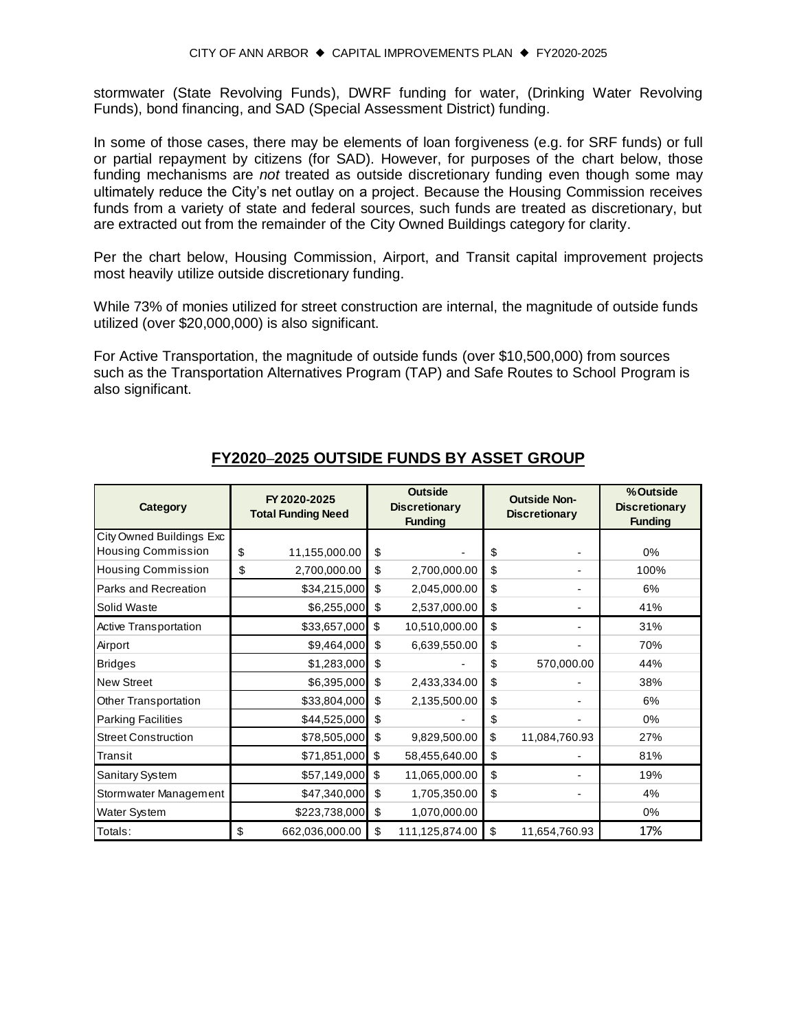stormwater (State Revolving Funds), DWRF funding for water, (Drinking Water Revolving Funds), bond financing, and SAD (Special Assessment District) funding.

In some of those cases, there may be elements of loan forgiveness (e.g. for SRF funds) or full or partial repayment by citizens (for SAD). However, for purposes of the chart below, those funding mechanisms are *not* treated as outside discretionary funding even though some may ultimately reduce the City's net outlay on a project. Because the Housing Commission receives funds from a variety of state and federal sources, such funds are treated as discretionary, but are extracted out from the remainder of the City Owned Buildings category for clarity.

Per the chart below, Housing Commission, Airport, and Transit capital improvement projects most heavily utilize outside discretionary funding.

While 73% of monies utilized for street construction are internal, the magnitude of outside funds utilized (over $20,000,000) is also significant.

For Active Transportation, the magnitude of outside funds (over $10,500,000) from sources such as the Transportation Alternatives Program (TAP) and Safe Routes to School Program is also significant.

## FY2020–2025 OUTSIDE FUNDS BY ASSET GROUP

| Category | FY 2020-2025 Total Funding Need | Outside Discretionary Funding | Outside Non-Discretionary | % Outside Discretionary Funding |
|---|---|---|---|---|
| City Owned Buildings Exc Housing Commission | $ 11,155,000.00 | $ - | $ - | 0% |
| Housing Commission | $ 2,700,000.00 | $ 2,700,000.00 | $ - | 100% |
| Parks and Recreation | $34,215,000 | $ 2,045,000.00 | $ - | 6% |
| Solid Waste | $6,255,000 | $ 2,537,000.00 | $ - | 41% |
| Active Transportation | $33,657,000 | $ 10,510,000.00 | $ - | 31% |
| Airport | $9,464,000 | $ 6,639,550.00 | $ - | 70% |
| Bridges | $1,283,000 | $ - | $ 570,000.00 | 44% |
| New Street | $6,395,000 | $ 2,433,334.00 | $ - | 38% |
| Other Transportation | $33,804,000 | $ 2,135,500.00 | $ - | 6% |
| Parking Facilities | $44,525,000 | $ - | $ - | 0% |
| Street Construction | $78,505,000 | $ 9,829,500.00 | $ 11,084,760.93 | 27% |
| Transit | $71,851,000 | $ 58,455,640.00 | $ - | 81% |
| Sanitary System | $57,149,000 | $ 11,065,000.00 | $ - | 19% |
| Stormwater Management | $47,340,000 | $ 1,705,350.00 | $ - | 4% |
| Water System | $223,738,000 | $ 1,070,000.00 | | 0% |
| Totals: | $ 662,036,000.00 | $ 111,125,874.00 | $ 11,654,760.93 | 17% |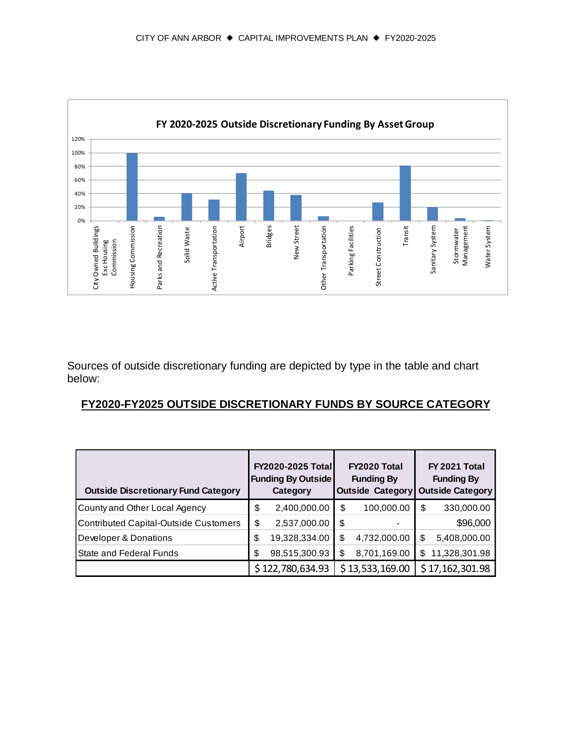**FY 2020-2025 Outside Discretionary Funding By Asset Group**

| Asset Group | Approx. % |
|---|---|
| City Owned Buildings Exc Housing Commission | 0% |
| Housing Commission | 100% |
| Parks and Recreation | 5% |
| Solid Waste | 40% |
| Active Transportation | 30% |
| Airport | 70% |
| Bridges | 44% |
| New Street | 37% |
| Other Transportation | 6% |
| Parking Facilities | 0% |
| Street Construction | 26% |
| Transit | 81% |
| Sanitary System | 19% |
| Stormwater Management | 3% |
| Water System | 0% |

Sources of outside discretionary funding are depicted by type in the table and chart below:

## FY2020-FY2025 OUTSIDE DISCRETIONARY FUNDS BY SOURCE CATEGORY

| Outside Discretionary Fund Category | FY2020-2025 Total Funding By Outside Category | FY2020 Total Funding By Outside Category | FY 2021 Total Funding By Outside Category |
|---|---|---|---|
| County and Other Local Agency | $ 2,400,000.00 | $ 100,000.00 | $ 330,000.00 |
| Contributed Capital-Outside Customers | $ 2,537,000.00 | $ - | $96,000 |
| Developer & Donations | $ 19,328,334.00 | $ 4,732,000.00 | $ 5,408,000.00 |
| State and Federal Funds | $ 98,515,300.93 | $ 8,701,169.00 | $ 11,328,301.98 |
| | $ 122,780,634.93 | $ 13,533,169.00 | $ 17,162,301.98 |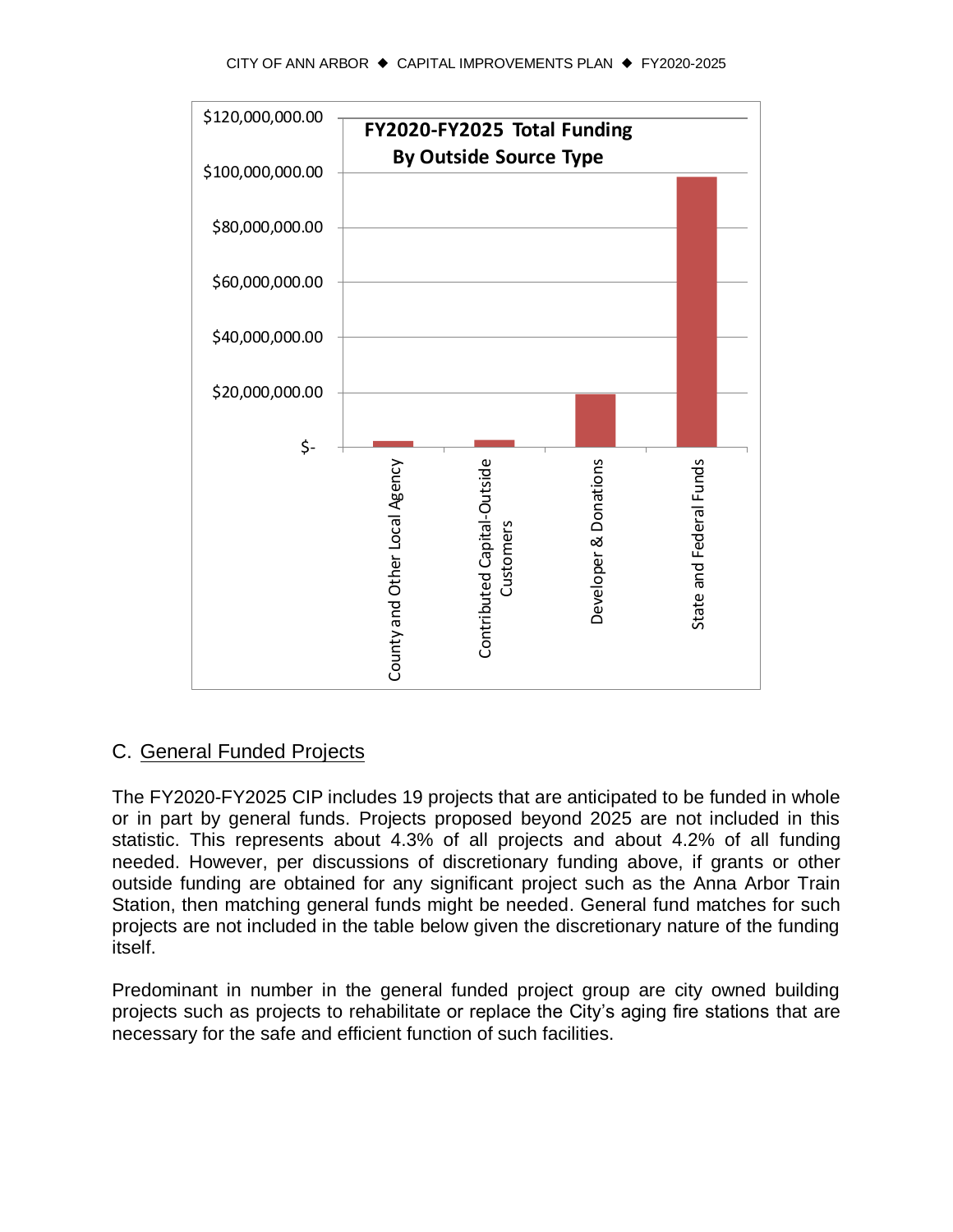**FY2020-FY2025 Total Funding By Outside Source Type**

| Outside Source Type | Approximate Value (read from chart) |
|---|---|
| County and Other Local Agency | ~$2,000,000 |
| Contributed Capital-Outside Customers | ~$2,500,000 |
| Developer & Donations | ~$19,500,000 |
| State and Federal Funds | ~$98,500,000 |

## C. General Funded Projects

The FY2020-FY2025 CIP includes 19 projects that are anticipated to be funded in whole or in part by general funds. Projects proposed beyond 2025 are not included in this statistic. This represents about 4.3% of all projects and about 4.2% of all funding needed. However, per discussions of discretionary funding above, if grants or other outside funding are obtained for any significant project such as the Anna Arbor Train Station, then matching general funds might be needed. General fund matches for such projects are not included in the table below given the discretionary nature of the funding itself.

Predominant in number in the general funded project group are city owned building projects such as projects to rehabilitate or replace the City's aging fire stations that are necessary for the safe and efficient function of such facilities.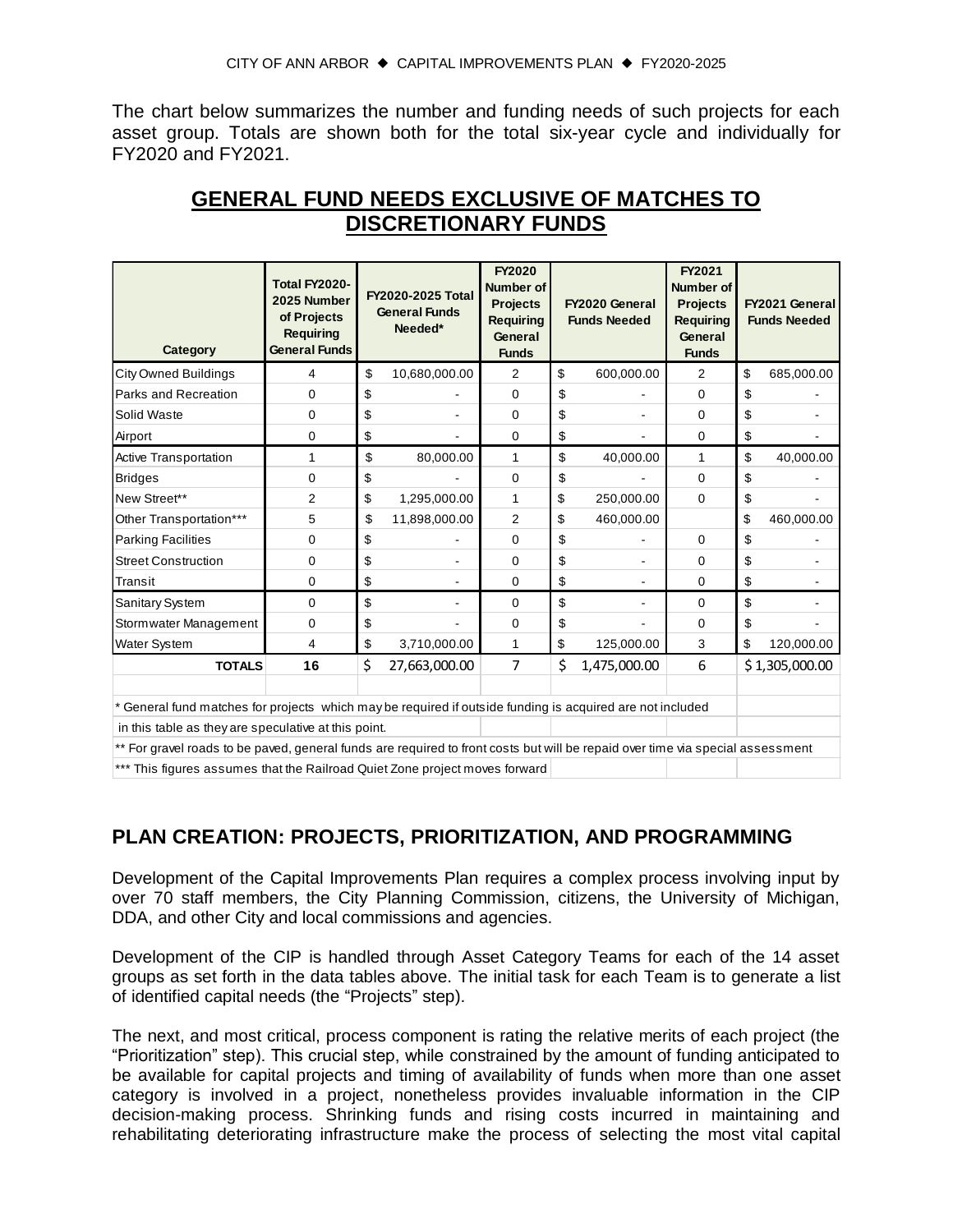The chart below summarizes the number and funding needs of such projects for each asset group. Totals are shown both for the total six-year cycle and individually for FY2020 and FY2021.

## GENERAL FUND NEEDS EXCLUSIVE OF MATCHES TO DISCRETIONARY FUNDS

| Category | Total FY2020-2025 Number of Projects Requiring General Funds | FY2020-2025 Total General Funds Needed* | FY2020 Number of Projects Requiring General Funds | FY2020 General Funds Needed | FY2021 Number of Projects Requiring General Funds | FY2021 General Funds Needed |
|---|---|---|---|---|---|---|
| City Owned Buildings | 4 | $ 10,680,000.00 | 2 | $ 600,000.00 | 2 | $ 685,000.00 |
| Parks and Recreation | 0 | $ - | 0 | $ - | 0 | $ - |
| Solid Waste | 0 | $ - | 0 | $ - | 0 | $ - |
| Airport | 0 | $ - | 0 | $ - | 0 | $ - |
| Active Transportation | 1 | $ 80,000.00 | 1 | $ 40,000.00 | 1 | $ 40,000.00 |
| Bridges | 0 | $ - | 0 | $ - | 0 | $ - |
| New Street** | 2 | $ 1,295,000.00 | 1 | $ 250,000.00 | 0 | $ - |
| Other Transportation*** | 5 | $ 11,898,000.00 | 2 | $ 460,000.00 | | $ 460,000.00 |
| Parking Facilities | 0 | $ - | 0 | $ - | 0 | $ - |
| Street Construction | 0 | $ - | 0 | $ - | 0 | $ - |
| Transit | 0 | $ - | 0 | $ - | 0 | $ - |
| Sanitary System | 0 | $ - | 0 | $ - | 0 | $ - |
| Stormwater Management | 0 | $ - | 0 | $ - | 0 | $ - |
| Water System | 4 | $ 3,710,000.00 | 1 | $ 125,000.00 | 3 | $ 120,000.00 |
| **TOTALS** | **16** | $ 27,663,000.00 | 7 | $ 1,475,000.00 | 6 | $ 1,305,000.00 |

\* General fund matches for projects which may be required if outside funding is acquired are not included in this table as they are speculative at this point.

\*\* For gravel roads to be paved, general funds are required to front costs but will be repaid over time via special assessment

\*\*\* This figures assumes that the Railroad Quiet Zone project moves forward

## PLAN CREATION: PROJECTS, PRIORITIZATION, AND PROGRAMMING

Development of the Capital Improvements Plan requires a complex process involving input by over 70 staff members, the City Planning Commission, citizens, the University of Michigan, DDA, and other City and local commissions and agencies.

Development of the CIP is handled through Asset Category Teams for each of the 14 asset groups as set forth in the data tables above. The initial task for each Team is to generate a list of identified capital needs (the "Projects" step).

The next, and most critical, process component is rating the relative merits of each project (the "Prioritization" step). This crucial step, while constrained by the amount of funding anticipated to be available for capital projects and timing of availability of funds when more than one asset category is involved in a project, nonetheless provides invaluable information in the CIP decision-making process. Shrinking funds and rising costs incurred in maintaining and rehabilitating deteriorating infrastructure make the process of selecting the most vital capital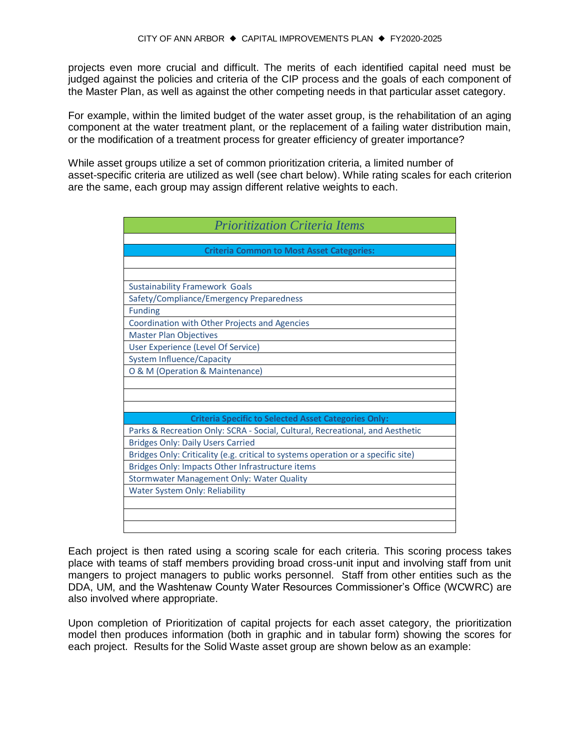projects even more crucial and difficult. The merits of each identified capital need must be judged against the policies and criteria of the CIP process and the goals of each component of the Master Plan, as well as against the other competing needs in that particular asset category.

For example, within the limited budget of the water asset group, is the rehabilitation of an aging component at the water treatment plant, or the replacement of a failing water distribution main, or the modification of a treatment process for greater efficiency of greater importance?

While asset groups utilize a set of common prioritization criteria, a limited number of asset-specific criteria are utilized as well (see chart below). While rating scales for each criterion are the same, each group may assign different relative weights to each.

| *Prioritization Criteria Items* |
|---|
| |
| **Criteria Common to Most Asset Categories:** |
| |
| |
| Sustainability Framework Goals |
| Safety/Compliance/Emergency Preparedness |
| Funding |
| Coordination with Other Projects and Agencies |
| Master Plan Objectives |
| User Experience (Level Of Service) |
| System Influence/Capacity |
| O & M (Operation & Maintenance) |
| |
| |
| |
| **Criteria Specific to Selected Asset Categories Only:** |
| Parks & Recreation Only: SCRA - Social, Cultural, Recreational, and Aesthetic |
| Bridges Only: Daily Users Carried |
| Bridges Only: Criticality (e.g. critical to systems operation or a specific site) |
| Bridges Only: Impacts Other Infrastructure items |
| Stormwater Management Only: Water Quality |
| Water System Only: Reliability |
| |
| |
| |

Each project is then rated using a scoring scale for each criteria. This scoring process takes place with teams of staff members providing broad cross-unit input and involving staff from unit mangers to project managers to public works personnel. Staff from other entities such as the DDA, UM, and the Washtenaw County Water Resources Commissioner's Office (WCWRC) are also involved where appropriate.

Upon completion of Prioritization of capital projects for each asset category, the prioritization model then produces information (both in graphic and in tabular form) showing the scores for each project. Results for the Solid Waste asset group are shown below as an example: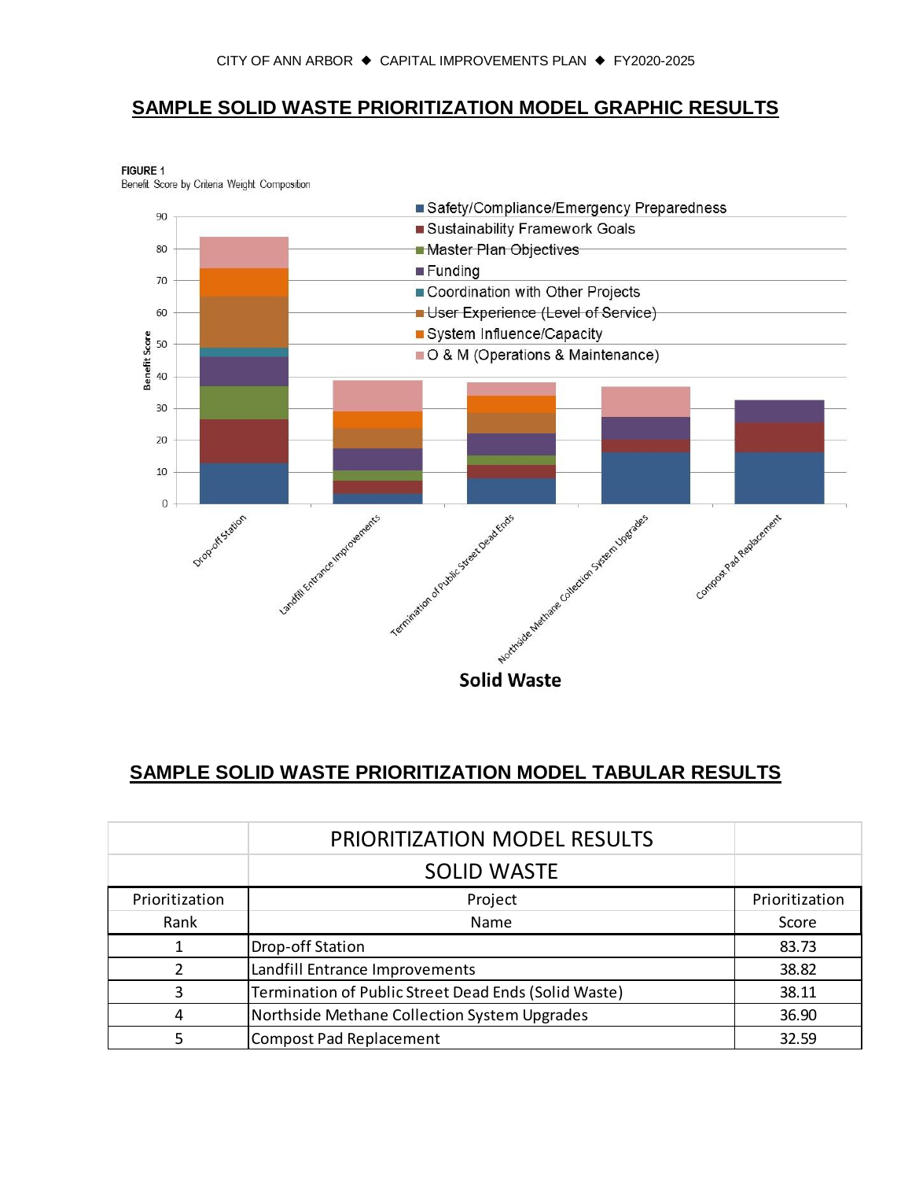## SAMPLE SOLID WASTE PRIORITIZATION MODEL GRAPHIC RESULTS

**FIGURE 1**
Benefit Score by Criteria Weight Composition

## SAMPLE SOLID WASTE PRIORITIZATION MODEL TABULAR RESULTS

| | PRIORITIZATION MODEL RESULTS | |
|---|---|---|
| | SOLID WASTE | |
| Prioritization Rank | Project Name | Prioritization Score |
| 1 | Drop-off Station | 83.73 |
| 2 | Landfill Entrance Improvements | 38.82 |
| 3 | Termination of Public Street Dead Ends (Solid Waste) | 38.11 |
| 4 | Northside Methane Collection System Upgrades | 36.90 |
| 5 | Compost Pad Replacement | 32.59 |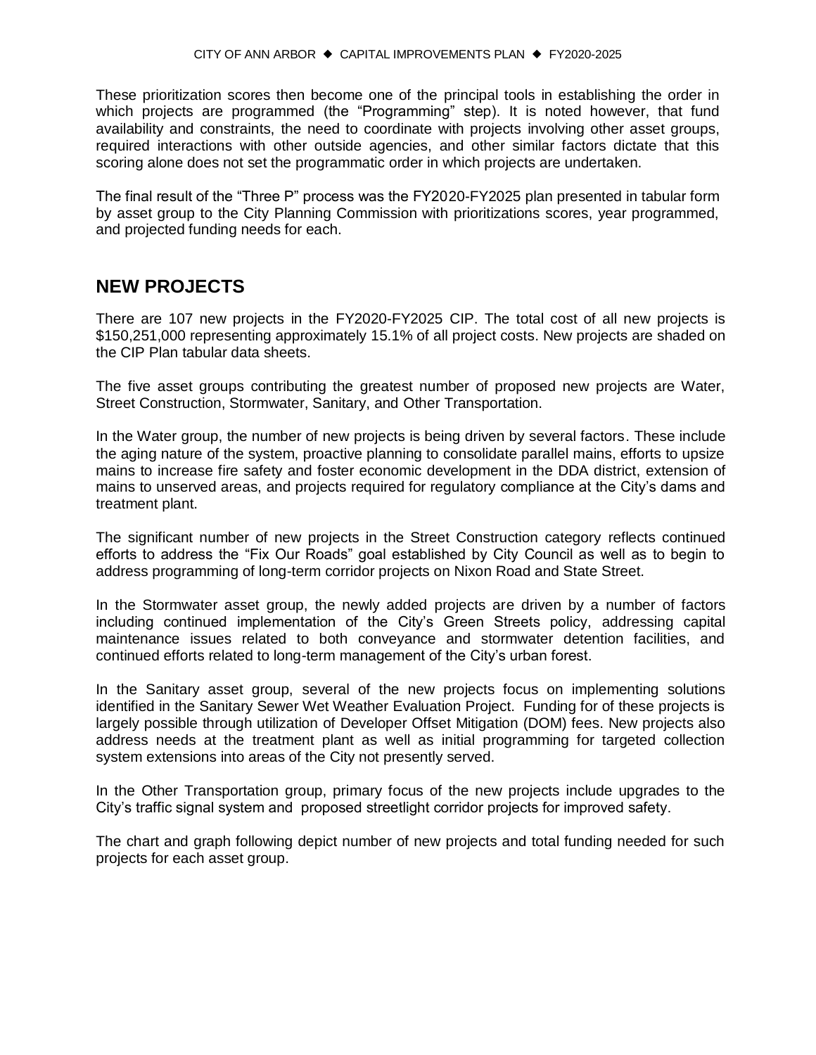These prioritization scores then become one of the principal tools in establishing the order in which projects are programmed (the "Programming" step). It is noted however, that fund availability and constraints, the need to coordinate with projects involving other asset groups, required interactions with other outside agencies, and other similar factors dictate that this scoring alone does not set the programmatic order in which projects are undertaken.

The final result of the "Three P" process was the FY2020-FY2025 plan presented in tabular form by asset group to the City Planning Commission with prioritizations scores, year programmed, and projected funding needs for each.

## NEW PROJECTS

There are 107 new projects in the FY2020-FY2025 CIP. The total cost of all new projects is \$150,251,000 representing approximately 15.1% of all project costs. New projects are shaded on the CIP Plan tabular data sheets.

The five asset groups contributing the greatest number of proposed new projects are Water, Street Construction, Stormwater, Sanitary, and Other Transportation.

In the Water group, the number of new projects is being driven by several factors. These include the aging nature of the system, proactive planning to consolidate parallel mains, efforts to upsize mains to increase fire safety and foster economic development in the DDA district, extension of mains to unserved areas, and projects required for regulatory compliance at the City's dams and treatment plant.

The significant number of new projects in the Street Construction category reflects continued efforts to address the "Fix Our Roads" goal established by City Council as well as to begin to address programming of long-term corridor projects on Nixon Road and State Street.

In the Stormwater asset group, the newly added projects are driven by a number of factors including continued implementation of the City's Green Streets policy, addressing capital maintenance issues related to both conveyance and stormwater detention facilities, and continued efforts related to long-term management of the City's urban forest.

In the Sanitary asset group, several of the new projects focus on implementing solutions identified in the Sanitary Sewer Wet Weather Evaluation Project. Funding for of these projects is largely possible through utilization of Developer Offset Mitigation (DOM) fees. New projects also address needs at the treatment plant as well as initial programming for targeted collection system extensions into areas of the City not presently served.

In the Other Transportation group, primary focus of the new projects include upgrades to the City's traffic signal system and proposed streetlight corridor projects for improved safety.

The chart and graph following depict number of new projects and total funding needed for such projects for each asset group.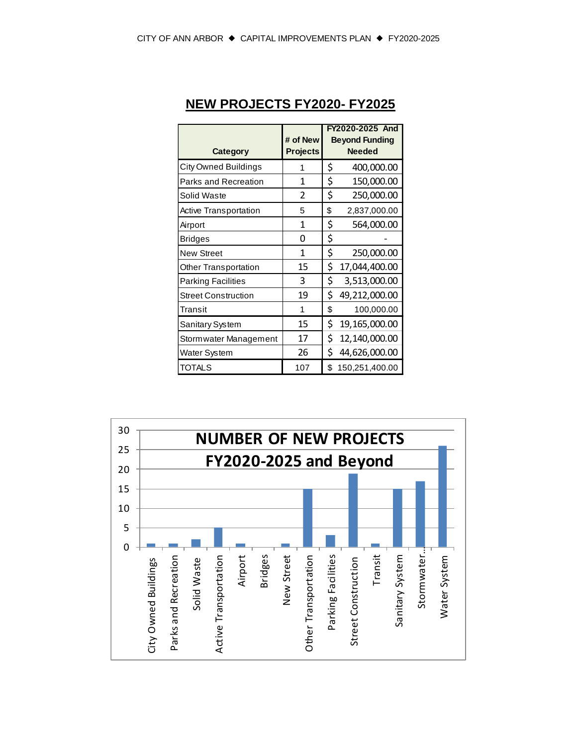## NEW PROJECTS FY2020- FY2025

| Category | # of New Projects | FY2020-2025 And Beyond Funding Needed |
|---|---|---|
| City Owned Buildings | 1 | $ 400,000.00 |
| Parks and Recreation | 1 | $ 150,000.00 |
| Solid Waste | 2 | $ 250,000.00 |
| Active Transportation | 5 | $ 2,837,000.00 |
| Airport | 1 | $ 564,000.00 |
| Bridges | 0 | $ - |
| New Street | 1 | $ 250,000.00 |
| Other Transportation | 15 | $ 17,044,400.00 |
| Parking Facilities | 3 | $ 3,513,000.00 |
| Street Construction | 19 | $ 49,212,000.00 |
| Transit | 1 | $ 100,000.00 |
| Sanitary System | 15 | $ 19,165,000.00 |
| Stormwater Management | 17 | $ 12,140,000.00 |
| Water System | 26 | $ 44,626,000.00 |
| TOTALS | 107 | $ 150,251,400.00 |

**NUMBER OF NEW PROJECTS FY2020-2025 and Beyond**

| Category | Number of New Projects |
|---|---|
| City Owned Buildings | 1 |
| Parks and Recreation | 1 |
| Solid Waste | 2 |
| Active Transportation | 5 |
| Airport | 1 |
| Bridges | 0 |
| New Street | 1 |
| Other Transportation | 15 |
| Parking Facilities | 3 |
| Street Construction | 19 |
| Transit | 1 |
| Sanitary System | 15 |
| Stormwater... | 17 |
| Water System | 26 |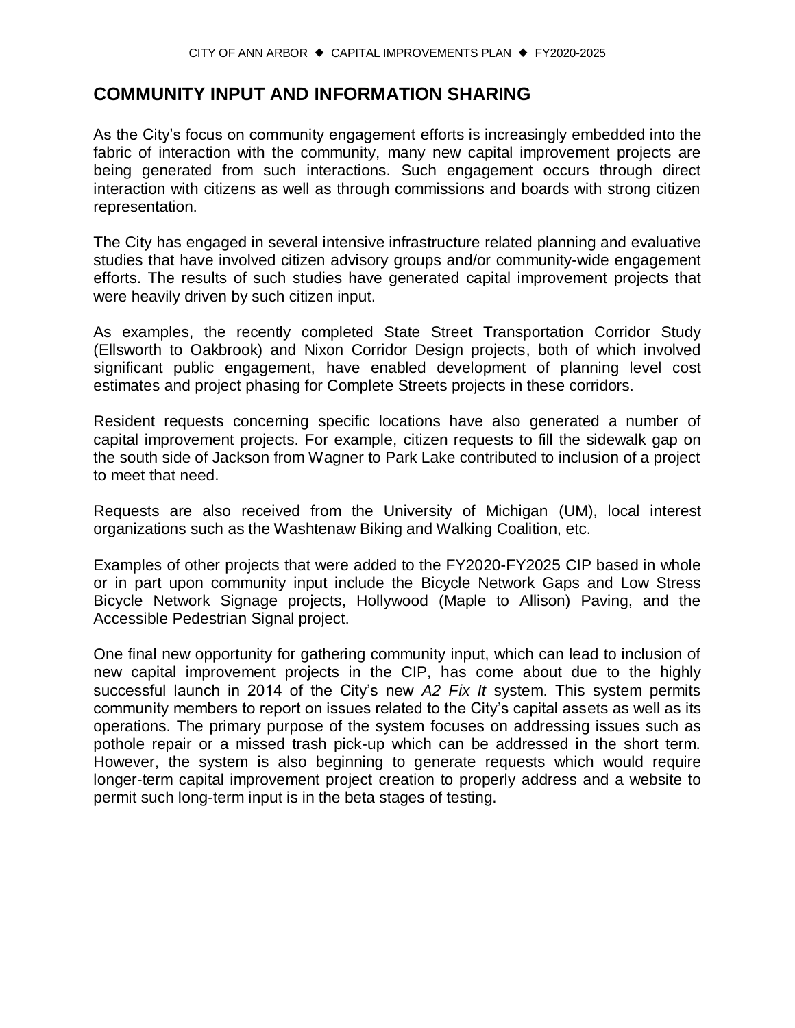## COMMUNITY INPUT AND INFORMATION SHARING

As the City's focus on community engagement efforts is increasingly embedded into the fabric of interaction with the community, many new capital improvement projects are being generated from such interactions. Such engagement occurs through direct interaction with citizens as well as through commissions and boards with strong citizen representation.

The City has engaged in several intensive infrastructure related planning and evaluative studies that have involved citizen advisory groups and/or community-wide engagement efforts. The results of such studies have generated capital improvement projects that were heavily driven by such citizen input.

As examples, the recently completed State Street Transportation Corridor Study (Ellsworth to Oakbrook) and Nixon Corridor Design projects, both of which involved significant public engagement, have enabled development of planning level cost estimates and project phasing for Complete Streets projects in these corridors.

Resident requests concerning specific locations have also generated a number of capital improvement projects. For example, citizen requests to fill the sidewalk gap on the south side of Jackson from Wagner to Park Lake contributed to inclusion of a project to meet that need.

Requests are also received from the University of Michigan (UM), local interest organizations such as the Washtenaw Biking and Walking Coalition, etc.

Examples of other projects that were added to the FY2020-FY2025 CIP based in whole or in part upon community input include the Bicycle Network Gaps and Low Stress Bicycle Network Signage projects, Hollywood (Maple to Allison) Paving, and the Accessible Pedestrian Signal project.

One final new opportunity for gathering community input, which can lead to inclusion of new capital improvement projects in the CIP, has come about due to the highly successful launch in 2014 of the City's new *A2 Fix It* system. This system permits community members to report on issues related to the City's capital assets as well as its operations. The primary purpose of the system focuses on addressing issues such as pothole repair or a missed trash pick-up which can be addressed in the short term. However, the system is also beginning to generate requests which would require longer-term capital improvement project creation to properly address and a website to permit such long-term input is in the beta stages of testing.